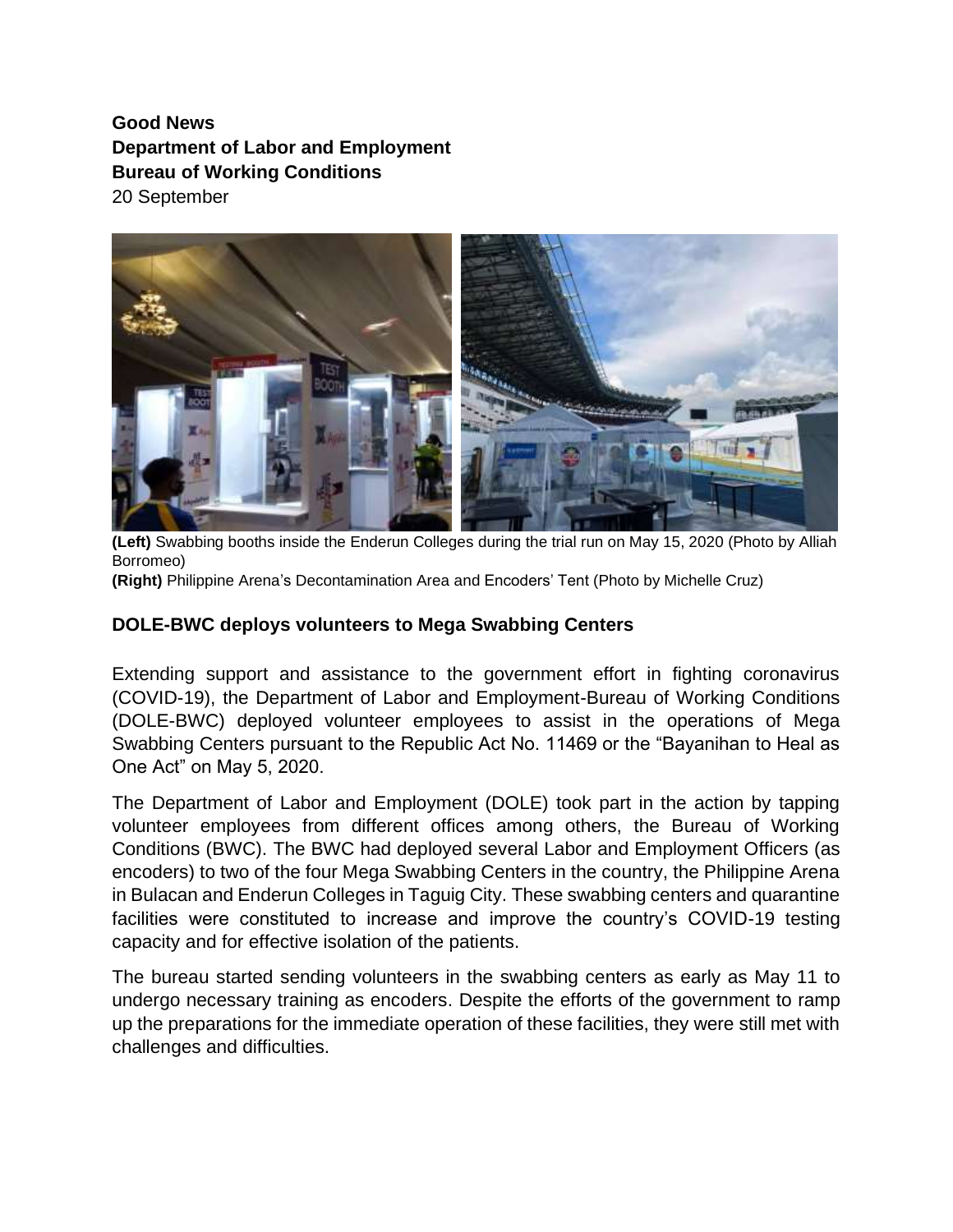**Good News**
**Department of Labor and Employment**
**Bureau of Working Conditions**
20 September

**(Left)** Swabbing booths inside the Enderun Colleges during the trial run on May 15, 2020 (Photo by Alliah Borromeo)
**(Right)** Philippine Arena's Decontamination Area and Encoders' Tent (Photo by Michelle Cruz)

## DOLE-BWC deploys volunteers to Mega Swabbing Centers

Extending support and assistance to the government effort in fighting coronavirus (COVID-19), the Department of Labor and Employment-Bureau of Working Conditions (DOLE-BWC) deployed volunteer employees to assist in the operations of Mega Swabbing Centers pursuant to the Republic Act No. 11469 or the "Bayanihan to Heal as One Act" on May 5, 2020.

The Department of Labor and Employment (DOLE) took part in the action by tapping volunteer employees from different offices among others, the Bureau of Working Conditions (BWC). The BWC had deployed several Labor and Employment Officers (as encoders) to two of the four Mega Swabbing Centers in the country, the Philippine Arena in Bulacan and Enderun Colleges in Taguig City. These swabbing centers and quarantine facilities were constituted to increase and improve the country's COVID-19 testing capacity and for effective isolation of the patients.

The bureau started sending volunteers in the swabbing centers as early as May 11 to undergo necessary training as encoders. Despite the efforts of the government to ramp up the preparations for the immediate operation of these facilities, they were still met with challenges and difficulties.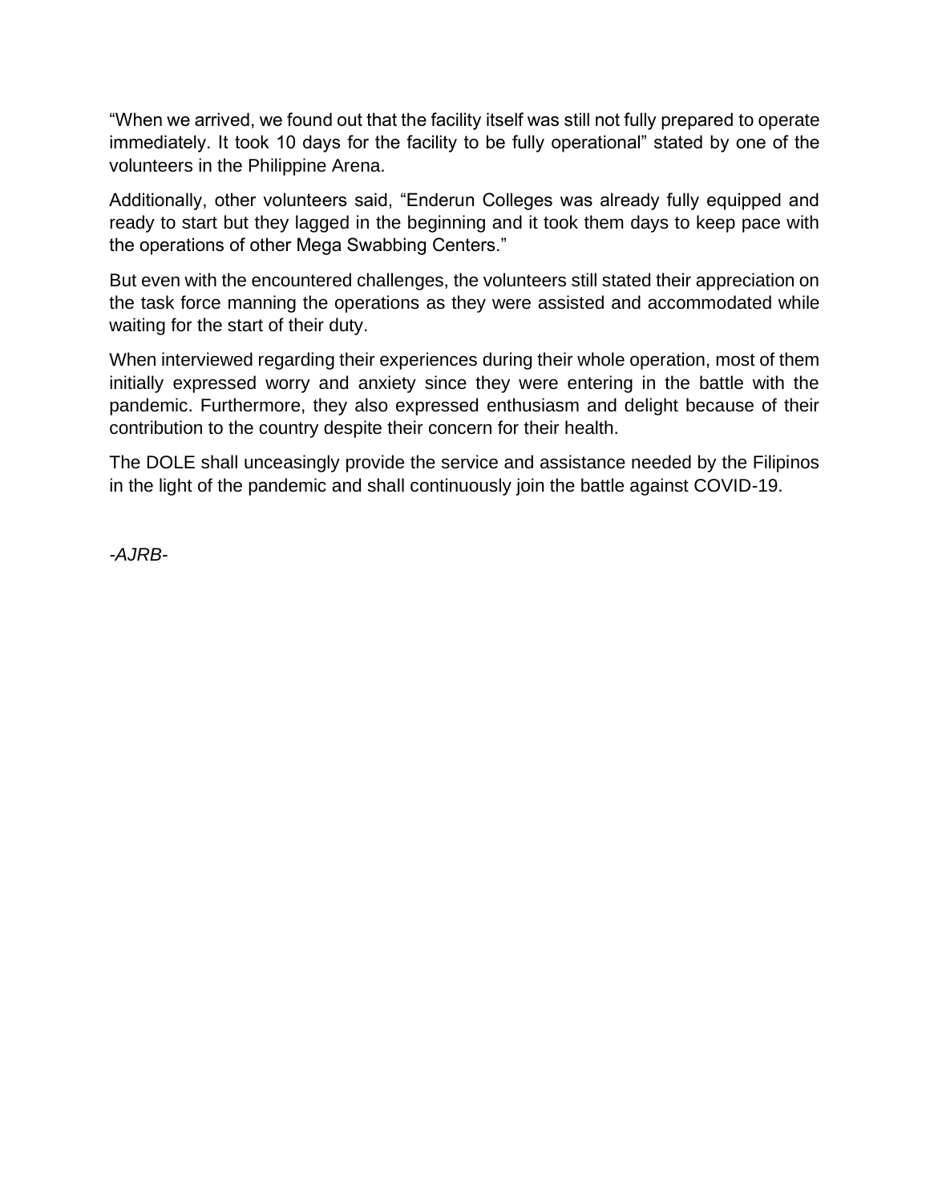“When we arrived, we found out that the facility itself was still not fully prepared to operate immediately. It took 10 days for the facility to be fully operational” stated by one of the volunteers in the Philippine Arena.

Additionally, other volunteers said, “Enderun Colleges was already fully equipped and ready to start but they lagged in the beginning and it took them days to keep pace with the operations of other Mega Swabbing Centers.”

But even with the encountered challenges, the volunteers still stated their appreciation on the task force manning the operations as they were assisted and accommodated while waiting for the start of their duty.

When interviewed regarding their experiences during their whole operation, most of them initially expressed worry and anxiety since they were entering in the battle with the pandemic. Furthermore, they also expressed enthusiasm and delight because of their contribution to the country despite their concern for their health.

The DOLE shall unceasingly provide the service and assistance needed by the Filipinos in the light of the pandemic and shall continuously join the battle against COVID-19.

*-AJRB-*